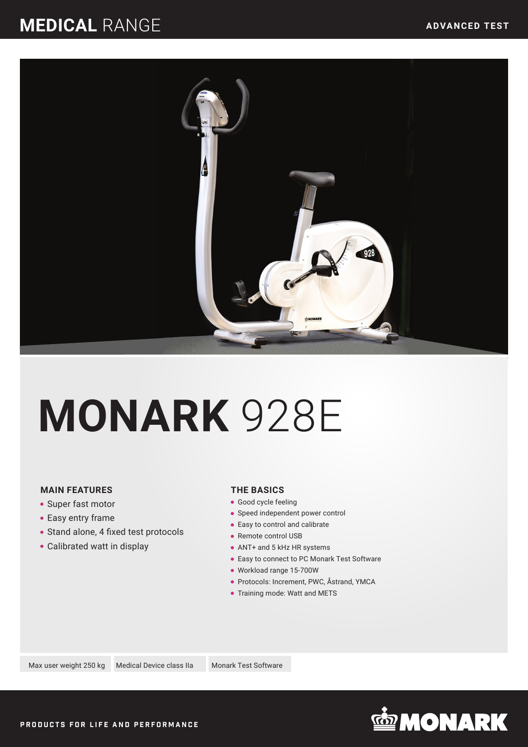# MEDICAL RANGE

ADVANCED TEST

# MONARK 928E

## MAIN FEATURES

- Super fast motor
- Easy entry frame
- Stand alone, 4 fixed test protocols
- Calibrated watt in display

## THE BASICS

- Good cycle feeling
- Speed independent power control
- Easy to control and calibrate
- Remote control USB
- ANT+ and 5 kHz HR systems
- Easy to connect to PC Monark Test Software
- Workload range 15-700W
- Protocols: Increment, PWC, Åstrand, YMCA
- Training mode: Watt and METS

Max user weight 250 kg | Medical Device class IIa | Monark Test Software

PRODUCTS FOR LIFE AND PERFORMANCE

MONARK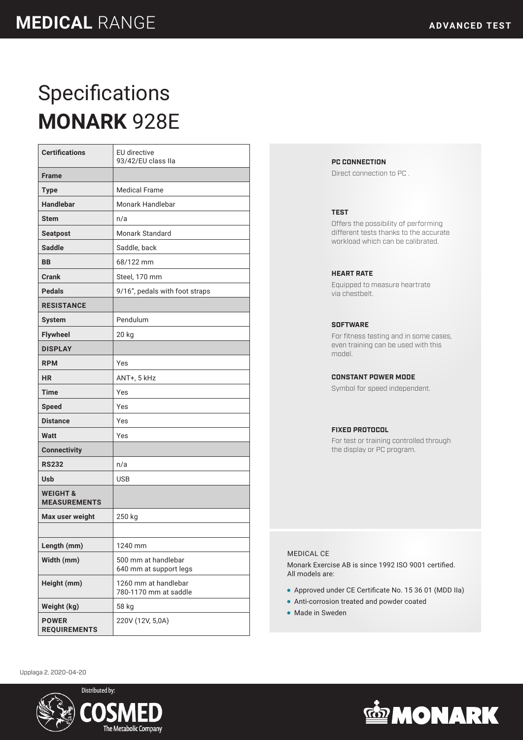# Specifications

## **MONARK** 928E

| | |
|---|---|
| **Certifications** | EU directive 93/42/EU class IIa |
| **Frame** | |
| **Type** | Medical Frame |
| **Handlebar** | Monark Handlebar |
| **Stem** | n/a |
| **Seatpost** | Monark Standard |
| **Saddle** | Saddle, back |
| **BB** | 68/122 mm |
| **Crank** | Steel, 170 mm |
| **Pedals** | 9/16", pedals with foot straps |
| **RESISTANCE** | |
| **System** | Pendulum |
| **Flywheel** | 20 kg |
| **DISPLAY** | |
| **RPM** | Yes |
| **HR** | ANT+, 5 kHz |
| **Time** | Yes |
| **Speed** | Yes |
| **Distance** | Yes |
| **Watt** | Yes |
| **Connectivity** | |
| **RS232** | n/a |
| **Usb** | USB |
| **WEIGHT & MEASUREMENTS** | |
| **Max user weight** | 250 kg |
| | |
| **Length (mm)** | 1240 mm |
| **Width (mm)** | 500 mm at handlebar 640 mm at support legs |
| **Height (mm)** | 1260 mm at handlebar 780-1170 mm at saddle |
| **Weight (kg)** | 58 kg |
| **POWER REQUIREMENTS** | 220V (12V, 5,0A) |

**PC CONNECTION**

Direct connection to PC .

**TEST**

Offers the possibility of performing different tests thanks to the accurate workload which can be calibrated.

**HEART RATE**

Equipped to measure heartrate via chestbelt.

**SOFTWARE**

For fitness testing and in some cases, even training can be used with this model.

**CONSTANT POWER MODE**

Symbol for speed independent.

**FIXED PROTOCOL**

For test or training controlled through the display or PC program.

MEDICAL CE

Monark Exercise AB is since 1992 ISO 9001 certified. All models are:

- Approved under CE Certificate No. 15 36 01 (MDD IIa)
- Anti-corrosion treated and powder coated
- Made in Sweden

Upplaga 2. 2020-04-20

Distributed by: COSMED The Metabolic Company